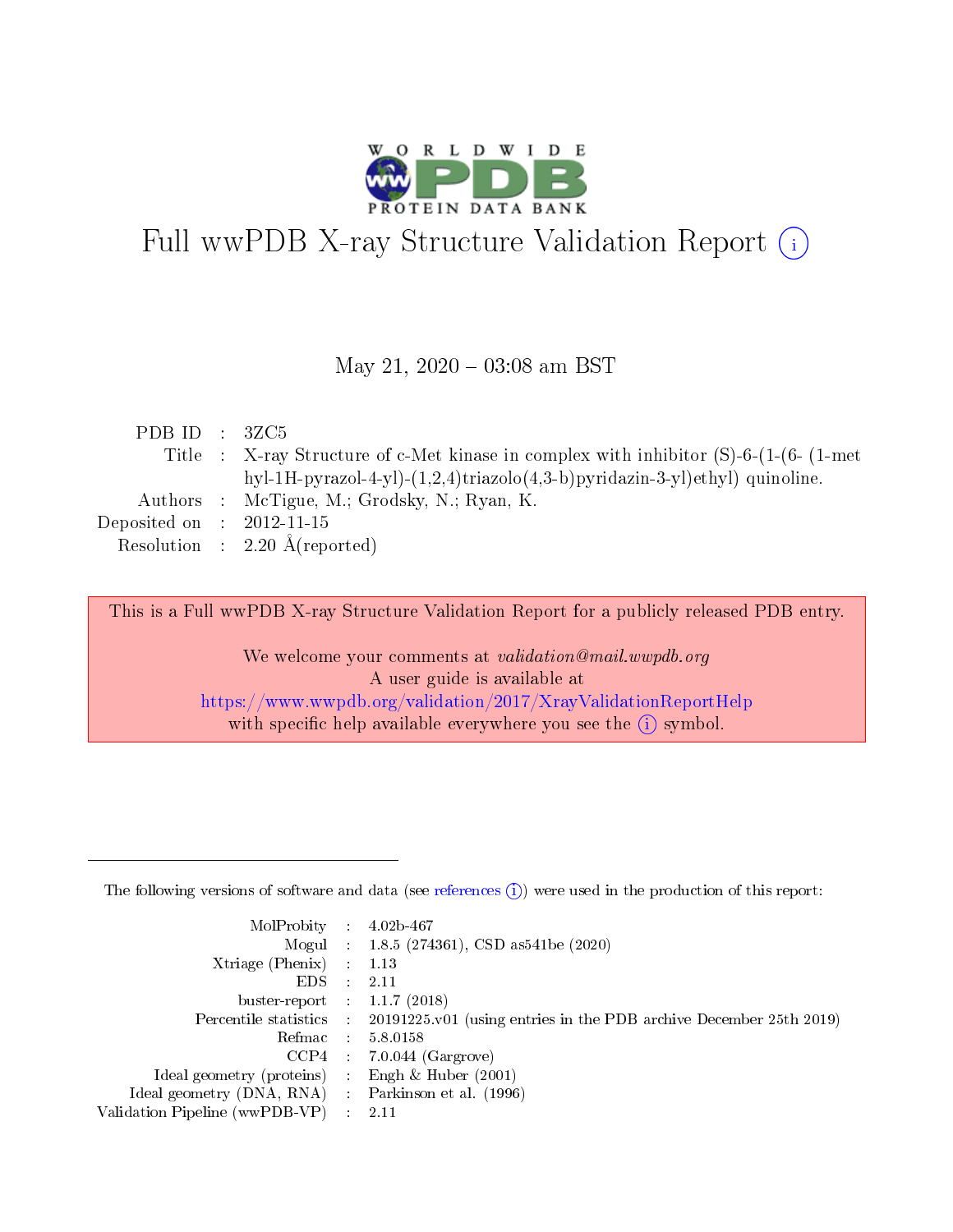# Full wwPDB X-ray Structure Validation Report (i)

May 21, 2020 – 03:08 am BST

| | | |
|---|---|---|
| PDB ID | : | 3ZC5 |
| Title | : | X-ray Structure of c-Met kinase in complex with inhibitor (S)-6-(1-(6- (1-methyl-1H-pyrazol-4-yl)-(1,2,4)triazolo(4,3-b)pyridazin-3-yl)ethyl) quinoline. |
| Authors | : | McTigue, M.; Grodsky, N.; Ryan, K. |
| Deposited on | : | 2012-11-15 |
| Resolution | : | 2.20 Å(reported) |

This is a Full wwPDB X-ray Structure Validation Report for a publicly released PDB entry.

We welcome your comments at *validation@mail.wwpdb.org*
A user guide is available at
https://www.wwpdb.org/validation/2017/XrayValidationReportHelp
with specific help available everywhere you see the (i) symbol.

---

The following versions of software and data (see references (i)) were used in the production of this report:

| | | |
|---|---|---|
| MolProbity | : | 4.02b-467 |
| Mogul | : | 1.8.5 (274361), CSD as541be (2020) |
| Xtriage (Phenix) | : | 1.13 |
| EDS | : | 2.11 |
| buster-report | : | 1.1.7 (2018) |
| Percentile statistics | : | 20191225.v01 (using entries in the PDB archive December 25th 2019) |
| Refmac | : | 5.8.0158 |
| CCP4 | : | 7.0.044 (Gargrove) |
| Ideal geometry (proteins) | : | Engh & Huber (2001) |
| Ideal geometry (DNA, RNA) | : | Parkinson et al. (1996) |
| Validation Pipeline (wwPDB-VP) | : | 2.11 |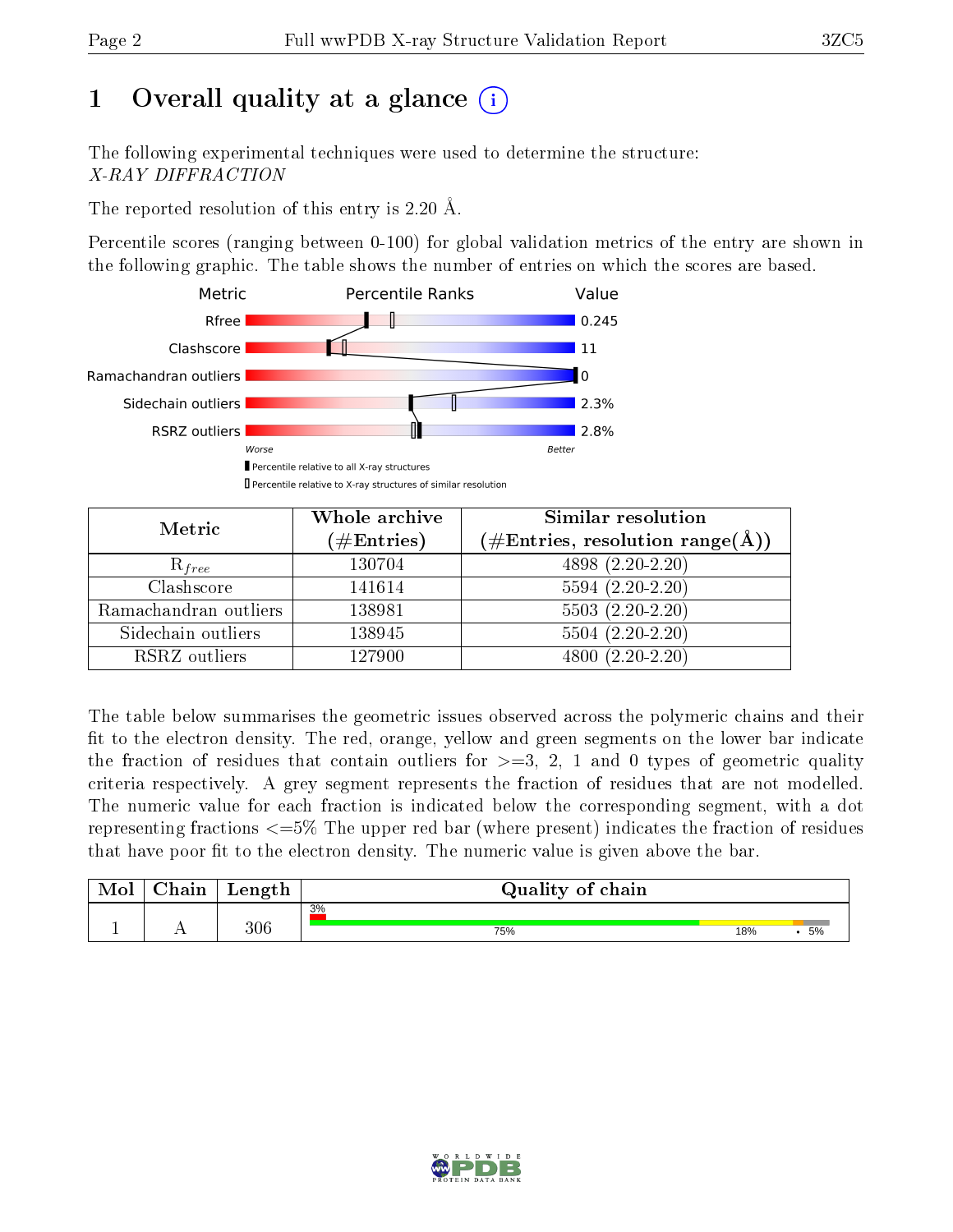# 1 Overall quality at a glance (i)

The following experimental techniques were used to determine the structure:
*X-RAY DIFFRACTION*

The reported resolution of this entry is 2.20 Å.

Percentile scores (ranging between 0-100) for global validation metrics of the entry are shown in the following graphic. The table shows the number of entries on which the scores are based.

| Metric | Value |
|---|---|
| Rfree | 0.245 |
| Clashscore | 11 |
| Ramachandran outliers | 0 |
| Sidechain outliers | 2.3% |
| RSRZ outliers | 2.8% |

Worse — Better

▮ Percentile relative to all X-ray structures
▯ Percentile relative to X-ray structures of similar resolution

| Metric | Whole archive (#Entries) | Similar resolution (#Entries, resolution range(Å)) |
|---|---|---|
| $R_{free}$ | 130704 | 4898 (2.20-2.20) |
| Clashscore | 141614 | 5594 (2.20-2.20) |
| Ramachandran outliers | 138981 | 5503 (2.20-2.20) |
| Sidechain outliers | 138945 | 5504 (2.20-2.20) |
| RSRZ outliers | 127900 | 4800 (2.20-2.20) |

The table below summarises the geometric issues observed across the polymeric chains and their fit to the electron density. The red, orange, yellow and green segments on the lower bar indicate the fraction of residues that contain outliers for >=3, 2, 1 and 0 types of geometric quality criteria respectively. A grey segment represents the fraction of residues that are not modelled. The numeric value for each fraction is indicated below the corresponding segment, with a dot representing fractions <=5% The upper red bar (where present) indicates the fraction of residues that have poor fit to the electron density. The numeric value is given above the bar.

| Mol | Chain | Length | Quality of chain |
|---|---|---|---|
| 1 | A | 306 | 3% (poor fit); 75% green, 18% yellow, • orange, 5% grey |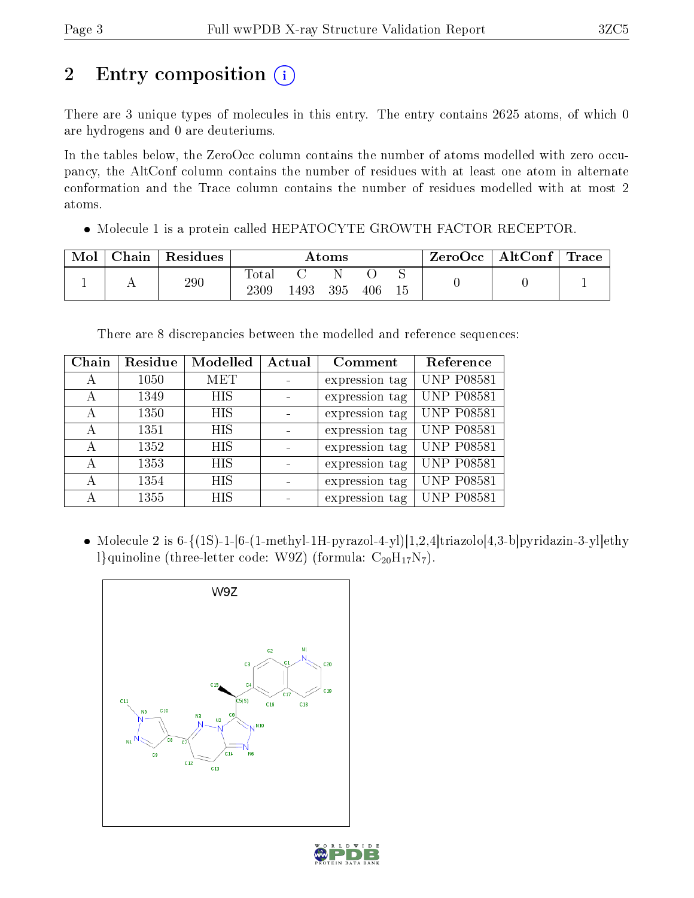## 2 Entry composition

There are 3 unique types of molecules in this entry. The entry contains 2625 atoms, of which 0 are hydrogens and 0 are deuteriums.

In the tables below, the ZeroOcc column contains the number of atoms modelled with zero occupancy, the AltConf column contains the number of residues with at least one atom in alternate conformation and the Trace column contains the number of residues modelled with at most 2 atoms.

- Molecule 1 is a protein called HEPATOCYTE GROWTH FACTOR RECEPTOR.

| Mol | Chain | Residues | Atoms | | | | | ZeroOcc | AltConf | Trace |
|---|---|---|---|---|---|---|---|---|---|---|
| 1 | A | 290 | Total 2309 | C 1493 | N 395 | O 406 | S 15 | 0 | 0 | 1 |

There are 8 discrepancies between the modelled and reference sequences:

| Chain | Residue | Modelled | Actual | Comment | Reference |
|---|---|---|---|---|---|
| A | 1050 | MET | - | expression tag | UNP P08581 |
| A | 1349 | HIS | - | expression tag | UNP P08581 |
| A | 1350 | HIS | - | expression tag | UNP P08581 |
| A | 1351 | HIS | - | expression tag | UNP P08581 |
| A | 1352 | HIS | - | expression tag | UNP P08581 |
| A | 1353 | HIS | - | expression tag | UNP P08581 |
| A | 1354 | HIS | - | expression tag | UNP P08581 |
| A | 1355 | HIS | - | expression tag | UNP P08581 |

- Molecule 2 is 6-{(1S)-1-[6-(1-methyl-1H-pyrazol-4-yl)[1,2,4]triazolo[4,3-b]pyridazin-3-yl]ethyl}quinoline (three-letter code: W9Z) (formula: $C_{20}H_{17}N_{7}$).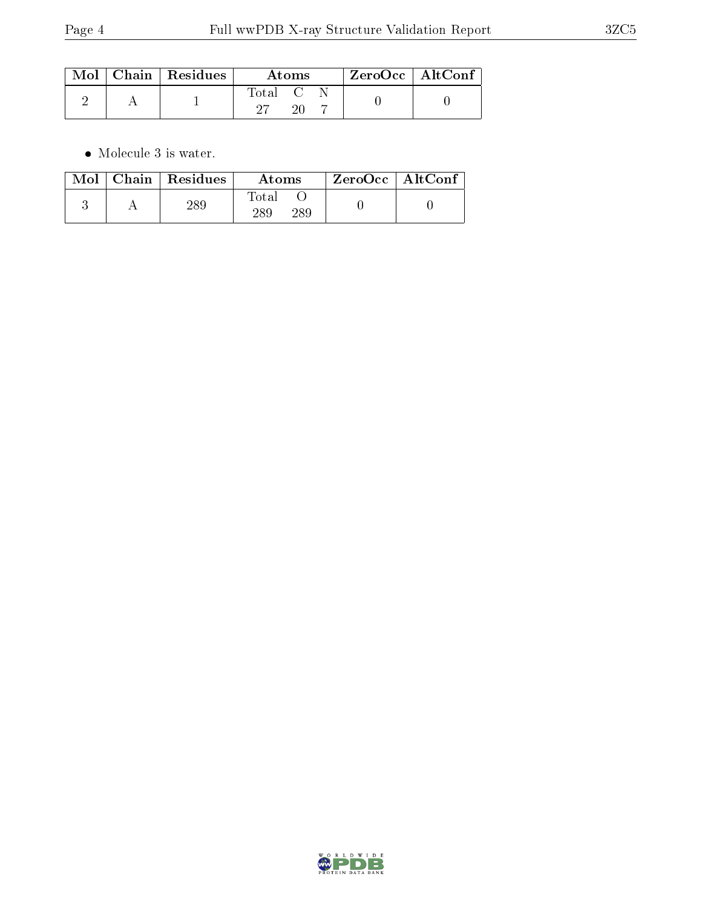| Mol | Chain | Residues | Atoms | | | ZeroOcc | AltConf |
|---|---|---|---|---|---|---|---|
| | | | Total | C | N | | |
| 2 | A | 1 | 27 | 20 | 7 | 0 | 0 |

- Molecule 3 is water.

| Mol | Chain | Residues | Atoms | | ZeroOcc | AltConf |
|---|---|---|---|---|---|---|
| | | | Total | O | | |
| 3 | A | 289 | 289 | 289 | 0 | 0 |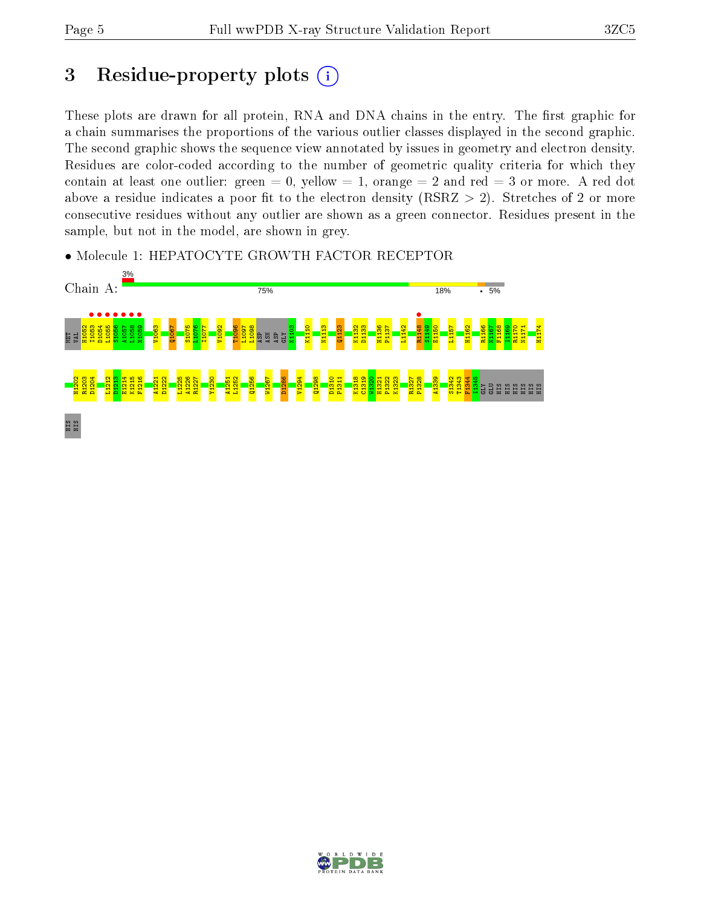# 3 Residue-property plots

These plots are drawn for all protein, RNA and DNA chains in the entry. The first graphic for a chain summarises the proportions of the various outlier classes displayed in the second graphic. The second graphic shows the sequence view annotated by issues in geometry and electron density. Residues are color-coded according to the number of geometric quality criteria for which they contain at least one outlier: green = 0, yellow = 1, orange = 2 and red = 3 or more. A red dot above a residue indicates a poor fit to the electron density (RSRZ > 2). Stretches of 2 or more consecutive residues without any outlier are shown as a green connector. Residues present in the sample, but not in the model, are shown in grey.

- Molecule 1: HEPATOCYTE GROWTH FACTOR RECEPTOR

Chain A: 3% | 75% | 18% | • 5%

MET VAL H1052 I1053 D1054 L1055 S1056 A1057 L1058 N1059 V1063 Q1067 S1075 L1076 I1077 V1092 T1096 L1097 L1098 ASP ASN ASP GLY K1103 K1110 N1113 Q1123 K1132 D1133 H1136 P1137 L1142 R1148 S1149 E1150 L1157 H1162 R1166 N1167 F1168 T1169 R1170 N1171 H1174

H1202 R1203 D1204 L1212 D1213 E1214 K1215 F1216 A1221 D1222 L1225 A1226 R1227 Y1230 A1251 L1252 Q1256 W1267 D1286 V1294 Q1298 D1310 P1311 K1318 C1319 W1320 H1321 P1322 K1323 R1327 P1328 A1339 S1342 T1343 F1344 I1345 GLY GLU HIS HIS HIS HIS HIS HIS

HIS HIS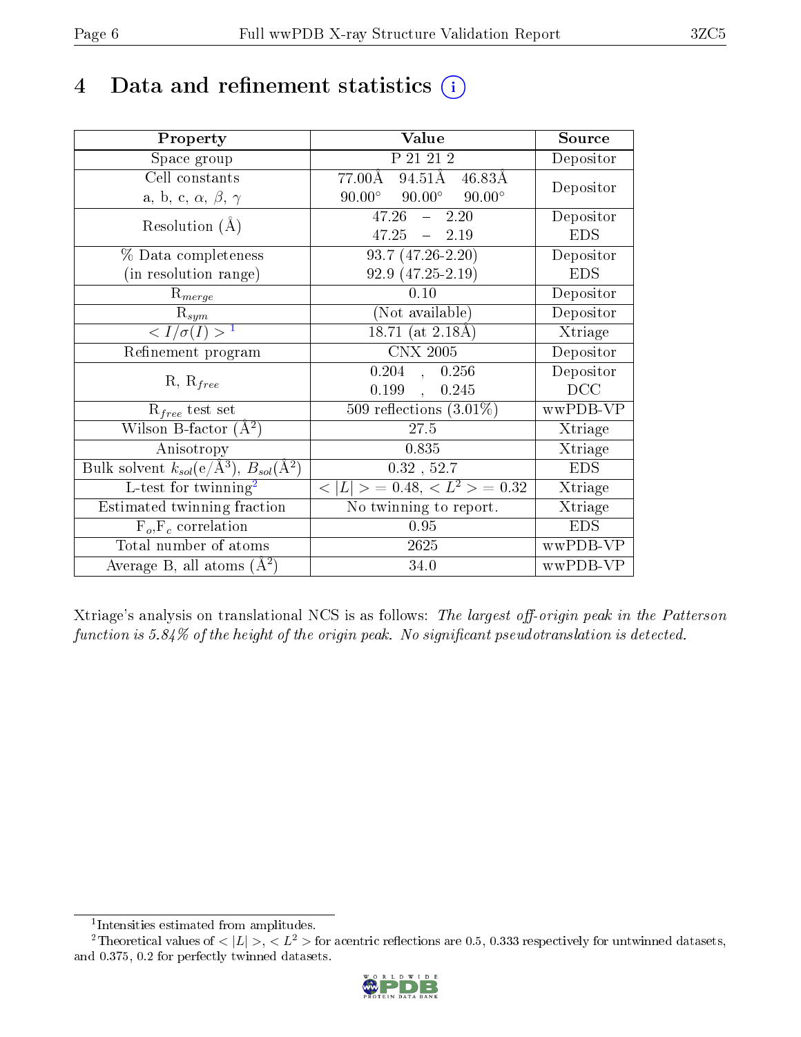# 4 Data and refinement statistics (i)

| Property | Value | Source |
|---|---|---|
| Space group | P 21 21 2 | Depositor |
| Cell constants<br>a, b, c, $\alpha$, $\beta$, $\gamma$ | 77.00Å 94.51Å 46.83Å<br>90.00° 90.00° 90.00° | Depositor |
| Resolution (Å) | 47.26 – 2.20<br>47.25 – 2.19 | Depositor<br>EDS |
| % Data completeness<br>(in resolution range) | 93.7 (47.26-2.20)<br>92.9 (47.25-2.19) | Depositor<br>EDS |
| $R_{merge}$ | 0.10 | Depositor |
| $R_{sym}$ | (Not available) | Depositor |
| $< I/\sigma(I) >$ [1] | 18.71 (at 2.18Å) | Xtriage |
| Refinement program | CNX 2005 | Depositor |
| R, $R_{free}$ | 0.204 , 0.256<br>0.199 , 0.245 | Depositor<br>DCC |
| $R_{free}$ test set | 509 reflections (3.01%) | wwPDB-VP |
| Wilson B-factor (Å$^2$) | 27.5 | Xtriage |
| Anisotropy | 0.835 | Xtriage |
| Bulk solvent $k_{sol}$(e/Å$^3$), $B_{sol}$(Å$^2$) | 0.32 , 52.7 | EDS |
| L-test for twinning[2] | $< \|L\| >$ = 0.48, $< L^2 >$ = 0.32 | Xtriage |
| Estimated twinning fraction | No twinning to report. | Xtriage |
| $F_o,F_c$ correlation | 0.95 | EDS |
| Total number of atoms | 2625 | wwPDB-VP |
| Average B, all atoms (Å$^2$) | 34.0 | wwPDB-VP |

Xtriage's analysis on translational NCS is as follows: *The largest off-origin peak in the Patterson function is 5.84% of the height of the origin peak. No significant pseudotranslation is detected.*

[1] Intensities estimated from amplitudes.

[2] Theoretical values of $< |L| >$, $< L^2 >$ for acentric reflections are 0.5, 0.333 respectively for untwinned datasets, and 0.375, 0.2 for perfectly twinned datasets.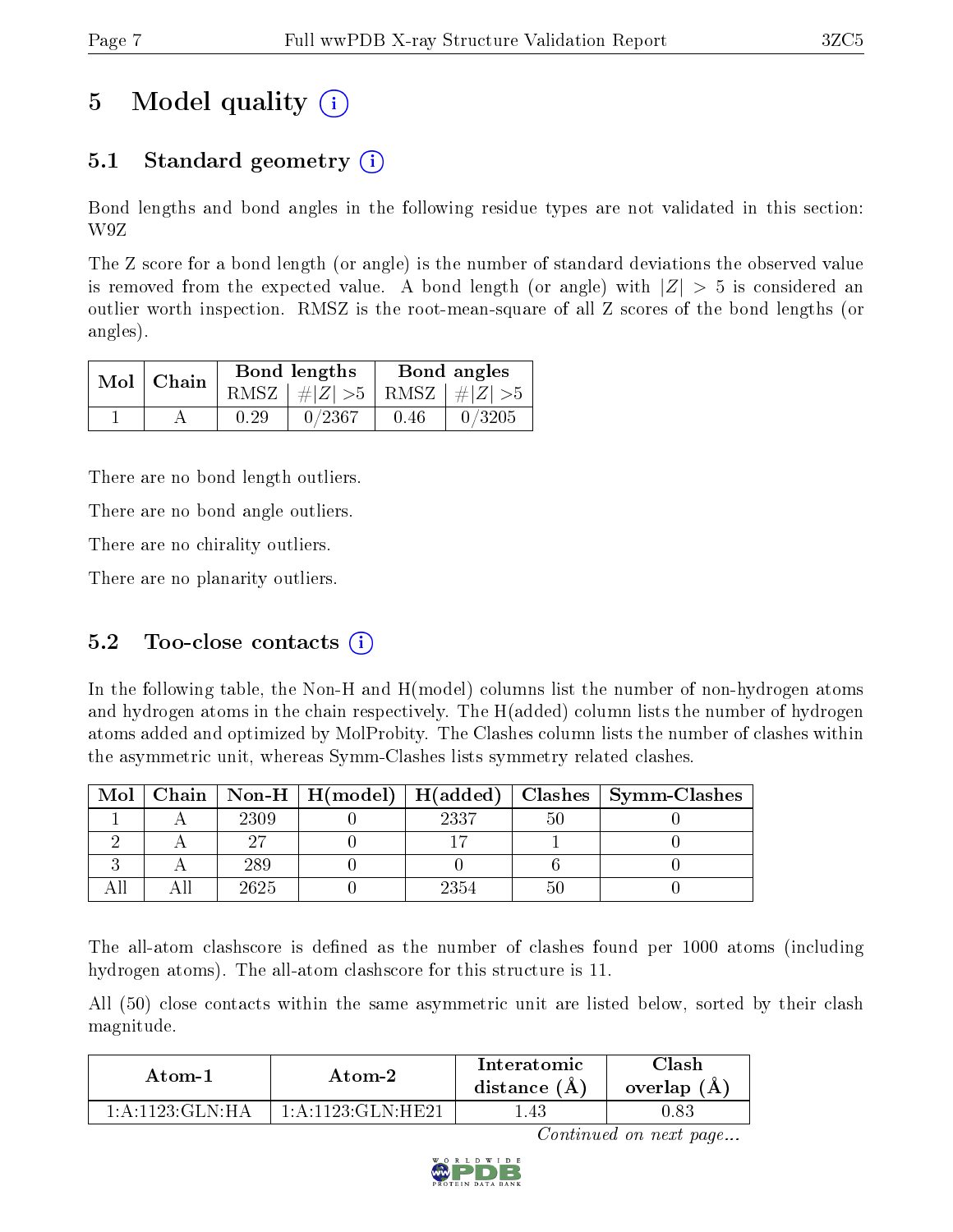# 5 Model quality (i)

## 5.1 Standard geometry (i)

Bond lengths and bond angles in the following residue types are not validated in this section: W9Z

The Z score for a bond length (or angle) is the number of standard deviations the observed value is removed from the expected value. A bond length (or angle) with $|Z| > 5$ is considered an outlier worth inspection. RMSZ is the root-mean-square of all Z scores of the bond lengths (or angles).

| Mol | Chain | Bond lengths | | Bond angles | |
|---|---|---|---|---|---|
| | | RMSZ | #\|Z\| >5 | RMSZ | #\|Z\| >5 |
| 1 | A | 0.29 | 0/2367 | 0.46 | 0/3205 |

There are no bond length outliers.

There are no bond angle outliers.

There are no chirality outliers.

There are no planarity outliers.

## 5.2 Too-close contacts (i)

In the following table, the Non-H and H(model) columns list the number of non-hydrogen atoms and hydrogen atoms in the chain respectively. The H(added) column lists the number of hydrogen atoms added and optimized by MolProbity. The Clashes column lists the number of clashes within the asymmetric unit, whereas Symm-Clashes lists symmetry related clashes.

| Mol | Chain | Non-H | H(model) | H(added) | Clashes | Symm-Clashes |
|---|---|---|---|---|---|---|
| 1 | A | 2309 | 0 | 2337 | 50 | 0 |
| 2 | A | 27 | 0 | 17 | 1 | 0 |
| 3 | A | 289 | 0 | 0 | 6 | 0 |
| All | All | 2625 | 0 | 2354 | 50 | 0 |

The all-atom clashscore is defined as the number of clashes found per 1000 atoms (including hydrogen atoms). The all-atom clashscore for this structure is 11.

All (50) close contacts within the same asymmetric unit are listed below, sorted by their clash magnitude.

| Atom-1 | Atom-2 | Interatomic distance (Å) | Clash overlap (Å) |
|---|---|---|---|
| 1:A:1123:GLN:HA | 1:A:1123:GLN:HE21 | 1.43 | 0.83 |

*Continued on next page...*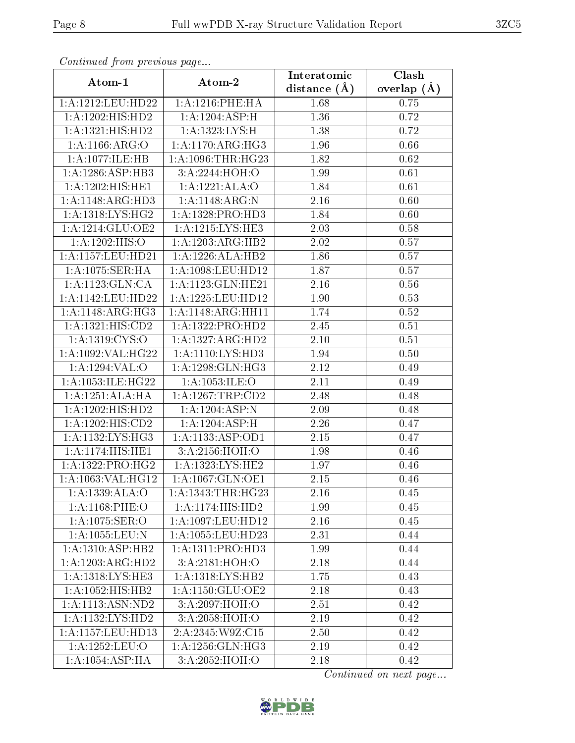*Continued from previous page...*

| Atom-1 | Atom-2 | Interatomic distance (Å) | Clash overlap (Å) |
|---|---|---|---|
| 1:A:1212:LEU:HD22 | 1:A:1216:PHE:HA | 1.68 | 0.75 |
| 1:A:1202:HIS:HD2 | 1:A:1204:ASP:H | 1.36 | 0.72 |
| 1:A:1321:HIS:HD2 | 1:A:1323:LYS:H | 1.38 | 0.72 |
| 1:A:1166:ARG:O | 1:A:1170:ARG:HG3 | 1.96 | 0.66 |
| 1:A:1077:ILE:HB | 1:A:1096:THR:HG23 | 1.82 | 0.62 |
| 1:A:1286:ASP:HB3 | 3:A:2244:HOH:O | 1.99 | 0.61 |
| 1:A:1202:HIS:HE1 | 1:A:1221:ALA:O | 1.84 | 0.61 |
| 1:A:1148:ARG:HD3 | 1:A:1148:ARG:N | 2.16 | 0.60 |
| 1:A:1318:LYS:HG2 | 1:A:1328:PRO:HD3 | 1.84 | 0.60 |
| 1:A:1214:GLU:OE2 | 1:A:1215:LYS:HE3 | 2.03 | 0.58 |
| 1:A:1202:HIS:O | 1:A:1203:ARG:HB2 | 2.02 | 0.57 |
| 1:A:1157:LEU:HD21 | 1:A:1226:ALA:HB2 | 1.86 | 0.57 |
| 1:A:1075:SER:HA | 1:A:1098:LEU:HD12 | 1.87 | 0.57 |
| 1:A:1123:GLN:CA | 1:A:1123:GLN:HE21 | 2.16 | 0.56 |
| 1:A:1142:LEU:HD22 | 1:A:1225:LEU:HD12 | 1.90 | 0.53 |
| 1:A:1148:ARG:HG3 | 1:A:1148:ARG:HH11 | 1.74 | 0.52 |
| 1:A:1321:HIS:CD2 | 1:A:1322:PRO:HD2 | 2.45 | 0.51 |
| 1:A:1319:CYS:O | 1:A:1327:ARG:HD2 | 2.10 | 0.51 |
| 1:A:1092:VAL:HG22 | 1:A:1110:LYS:HD3 | 1.94 | 0.50 |
| 1:A:1294:VAL:O | 1:A:1298:GLN:HG3 | 2.12 | 0.49 |
| 1:A:1053:ILE:HG22 | 1:A:1053:ILE:O | 2.11 | 0.49 |
| 1:A:1251:ALA:HA | 1:A:1267:TRP:CD2 | 2.48 | 0.48 |
| 1:A:1202:HIS:HD2 | 1:A:1204:ASP:N | 2.09 | 0.48 |
| 1:A:1202:HIS:CD2 | 1:A:1204:ASP:H | 2.26 | 0.47 |
| 1:A:1132:LYS:HG3 | 1:A:1133:ASP:OD1 | 2.15 | 0.47 |
| 1:A:1174:HIS:HE1 | 3:A:2156:HOH:O | 1.98 | 0.46 |
| 1:A:1322:PRO:HG2 | 1:A:1323:LYS:HE2 | 1.97 | 0.46 |
| 1:A:1063:VAL:HG12 | 1:A:1067:GLN:OE1 | 2.15 | 0.46 |
| 1:A:1339:ALA:O | 1:A:1343:THR:HG23 | 2.16 | 0.45 |
| 1:A:1168:PHE:O | 1:A:1174:HIS:HD2 | 1.99 | 0.45 |
| 1:A:1075:SER:O | 1:A:1097:LEU:HD12 | 2.16 | 0.45 |
| 1:A:1055:LEU:N | 1:A:1055:LEU:HD23 | 2.31 | 0.44 |
| 1:A:1310:ASP:HB2 | 1:A:1311:PRO:HD3 | 1.99 | 0.44 |
| 1:A:1203:ARG:HD2 | 3:A:2181:HOH:O | 2.18 | 0.44 |
| 1:A:1318:LYS:HE3 | 1:A:1318:LYS:HB2 | 1.75 | 0.43 |
| 1:A:1052:HIS:HB2 | 1:A:1150:GLU:OE2 | 2.18 | 0.43 |
| 1:A:1113:ASN:ND2 | 3:A:2097:HOH:O | 2.51 | 0.42 |
| 1:A:1132:LYS:HD2 | 3:A:2058:HOH:O | 2.19 | 0.42 |
| 1:A:1157:LEU:HD13 | 2:A:2345:W9Z:C15 | 2.50 | 0.42 |
| 1:A:1252:LEU:O | 1:A:1256:GLN:HG3 | 2.19 | 0.42 |
| 1:A:1054:ASP:HA | 3:A:2052:HOH:O | 2.18 | 0.42 |

*Continued on next page...*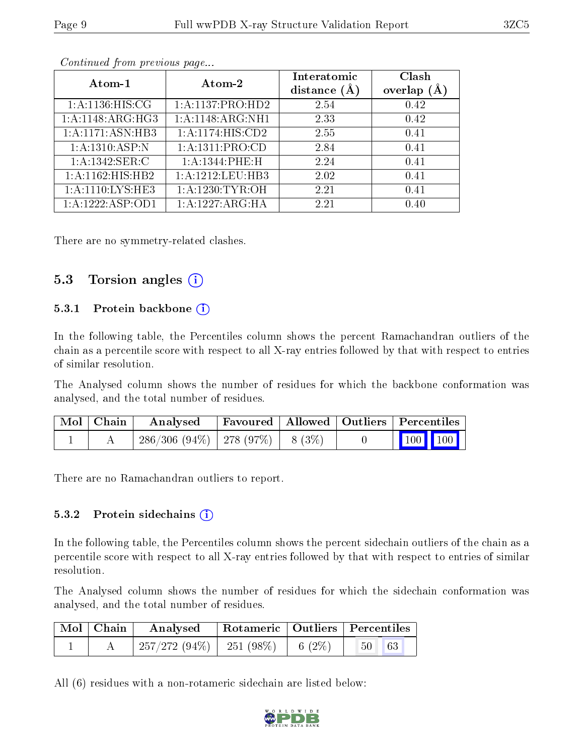*Continued from previous page...*

| Atom-1 | Atom-2 | Interatomic distance (Å) | Clash overlap (Å) |
|---|---|---|---|
| 1:A:1136:HIS:CG | 1:A:1137:PRO:HD2 | 2.54 | 0.42 |
| 1:A:1148:ARG:HG3 | 1:A:1148:ARG:NH1 | 2.33 | 0.42 |
| 1:A:1171:ASN:HB3 | 1:A:1174:HIS:CD2 | 2.55 | 0.41 |
| 1:A:1310:ASP:N | 1:A:1311:PRO:CD | 2.84 | 0.41 |
| 1:A:1342:SER:C | 1:A:1344:PHE:H | 2.24 | 0.41 |
| 1:A:1162:HIS:HB2 | 1:A:1212:LEU:HB3 | 2.02 | 0.41 |
| 1:A:1110:LYS:HE3 | 1:A:1230:TYR:OH | 2.21 | 0.41 |
| 1:A:1222:ASP:OD1 | 1:A:1227:ARG:HA | 2.21 | 0.40 |

There are no symmetry-related clashes.

## 5.3 Torsion angles

### 5.3.1 Protein backbone

In the following table, the Percentiles column shows the percent Ramachandran outliers of the chain as a percentile score with respect to all X-ray entries followed by that with respect to entries of similar resolution.

The Analysed column shows the number of residues for which the backbone conformation was analysed, and the total number of residues.

| Mol | Chain | Analysed | Favoured | Allowed | Outliers | Percentiles | |
|---|---|---|---|---|---|---|---|
| 1 | A | 286/306 (94%) | 278 (97%) | 8 (3%) | 0 | 100 | 100 |

There are no Ramachandran outliers to report.

### 5.3.2 Protein sidechains

In the following table, the Percentiles column shows the percent sidechain outliers of the chain as a percentile score with respect to all X-ray entries followed by that with respect to entries of similar resolution.

The Analysed column shows the number of residues for which the sidechain conformation was analysed, and the total number of residues.

| Mol | Chain | Analysed | Rotameric | Outliers | Percentiles | |
|---|---|---|---|---|---|---|
| 1 | A | 257/272 (94%) | 251 (98%) | 6 (2%) | 50 | 63 |

All (6) residues with a non-rotameric sidechain are listed below: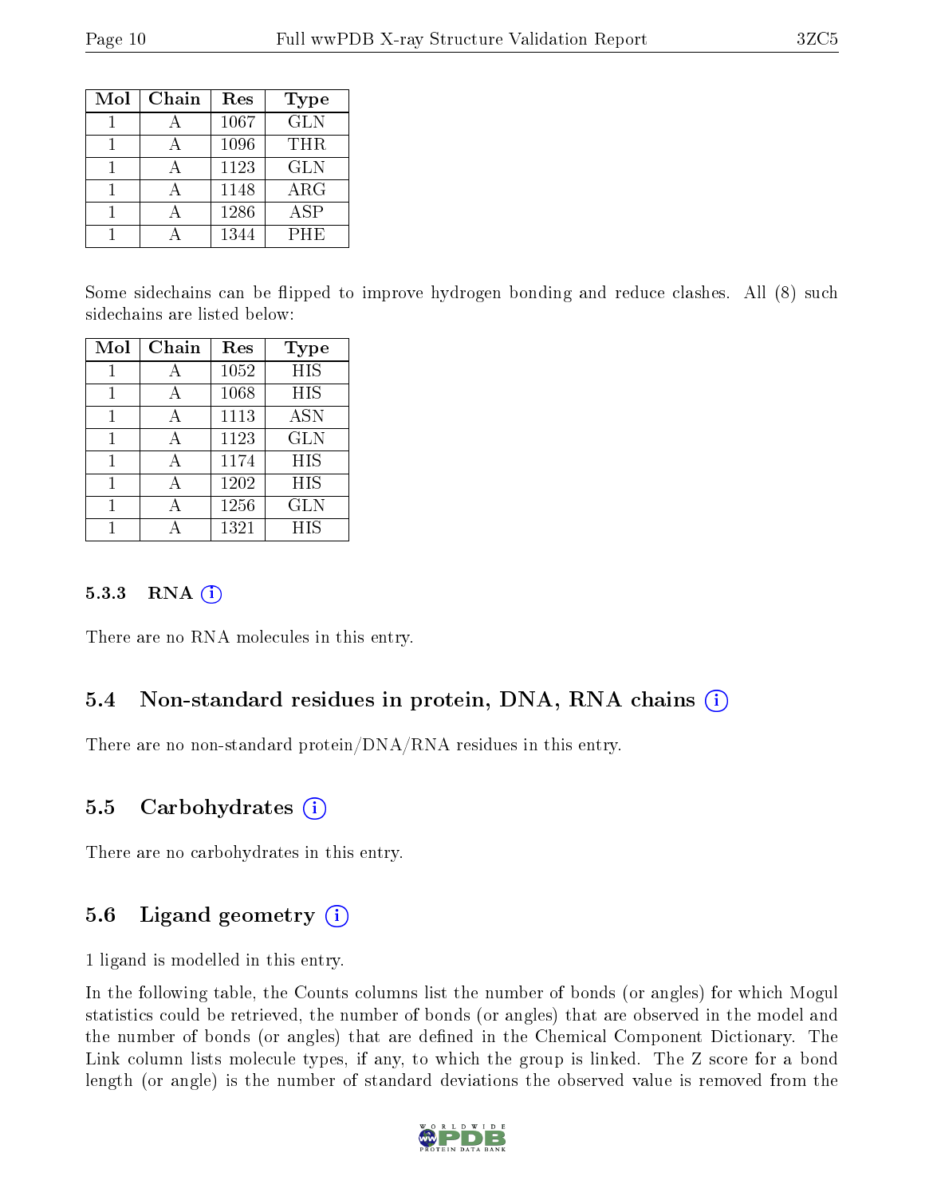| Mol | Chain | Res | Type |
|---|---|---|---|
| 1 | A | 1067 | GLN |
| 1 | A | 1096 | THR |
| 1 | A | 1123 | GLN |
| 1 | A | 1148 | ARG |
| 1 | A | 1286 | ASP |
| 1 | A | 1344 | PHE |

Some sidechains can be flipped to improve hydrogen bonding and reduce clashes. All (8) such sidechains are listed below:

| Mol | Chain | Res | Type |
|---|---|---|---|
| 1 | A | 1052 | HIS |
| 1 | A | 1068 | HIS |
| 1 | A | 1113 | ASN |
| 1 | A | 1123 | GLN |
| 1 | A | 1174 | HIS |
| 1 | A | 1202 | HIS |
| 1 | A | 1256 | GLN |
| 1 | A | 1321 | HIS |

#### 5.3.3 RNA (i)

There are no RNA molecules in this entry.

### 5.4 Non-standard residues in protein, DNA, RNA chains (i)

There are no non-standard protein/DNA/RNA residues in this entry.

### 5.5 Carbohydrates (i)

There are no carbohydrates in this entry.

### 5.6 Ligand geometry (i)

1 ligand is modelled in this entry.

In the following table, the Counts columns list the number of bonds (or angles) for which Mogul statistics could be retrieved, the number of bonds (or angles) that are observed in the model and the number of bonds (or angles) that are defined in the Chemical Component Dictionary. The Link column lists molecule types, if any, to which the group is linked. The Z score for a bond length (or angle) is the number of standard deviations the observed value is removed from the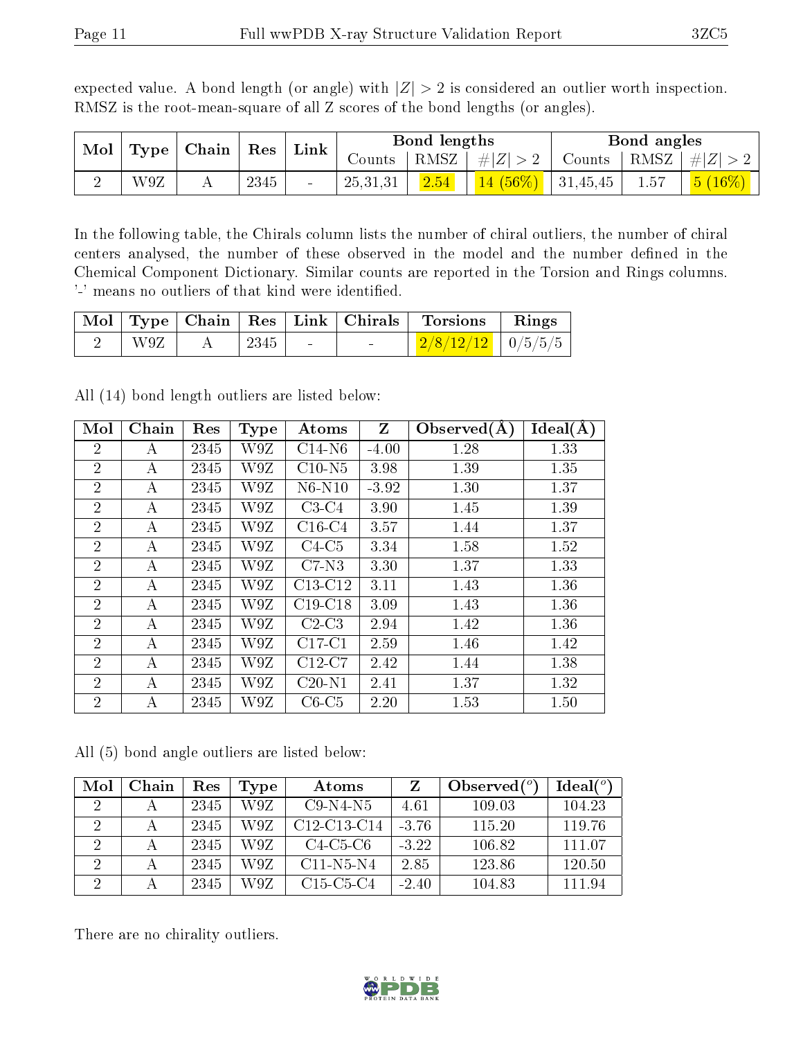expected value. A bond length (or angle) with $|Z| > 2$ is considered an outlier worth inspection. RMSZ is the root-mean-square of all Z scores of the bond lengths (or angles).

| Mol | Type | Chain | Res | Link | Bond lengths | | | Bond angles | | |
|---|---|---|---|---|---|---|---|---|---|---|
| | | | | | Counts | RMSZ | $\#\|Z\| > 2$ | Counts | RMSZ | $\#\|Z\| > 2$ |
| 2 | W9Z | A | 2345 | - | 25,31,31 | 2.54 | 14 (56%) | 31,45,45 | 1.57 | 5 (16%) |

In the following table, the Chirals column lists the number of chiral outliers, the number of chiral centers analysed, the number of these observed in the model and the number defined in the Chemical Component Dictionary. Similar counts are reported in the Torsion and Rings columns. '-' means no outliers of that kind were identified.

| Mol | Type | Chain | Res | Link | Chirals | Torsions | Rings |
|---|---|---|---|---|---|---|---|
| 2 | W9Z | A | 2345 | - | - | 2/8/12/12 | 0/5/5/5 |

All (14) bond length outliers are listed below:

| Mol | Chain | Res | Type | Atoms | Z | Observed(Å) | Ideal(Å) |
|---|---|---|---|---|---|---|---|
| 2 | A | 2345 | W9Z | C14-N6 | -4.00 | 1.28 | 1.33 |
| 2 | A | 2345 | W9Z | C10-N5 | 3.98 | 1.39 | 1.35 |
| 2 | A | 2345 | W9Z | N6-N10 | -3.92 | 1.30 | 1.37 |
| 2 | A | 2345 | W9Z | C3-C4 | 3.90 | 1.45 | 1.39 |
| 2 | A | 2345 | W9Z | C16-C4 | 3.57 | 1.44 | 1.37 |
| 2 | A | 2345 | W9Z | C4-C5 | 3.34 | 1.58 | 1.52 |
| 2 | A | 2345 | W9Z | C7-N3 | 3.30 | 1.37 | 1.33 |
| 2 | A | 2345 | W9Z | C13-C12 | 3.11 | 1.43 | 1.36 |
| 2 | A | 2345 | W9Z | C19-C18 | 3.09 | 1.43 | 1.36 |
| 2 | A | 2345 | W9Z | C2-C3 | 2.94 | 1.42 | 1.36 |
| 2 | A | 2345 | W9Z | C17-C1 | 2.59 | 1.46 | 1.42 |
| 2 | A | 2345 | W9Z | C12-C7 | 2.42 | 1.44 | 1.38 |
| 2 | A | 2345 | W9Z | C20-N1 | 2.41 | 1.37 | 1.32 |
| 2 | A | 2345 | W9Z | C6-C5 | 2.20 | 1.53 | 1.50 |

All (5) bond angle outliers are listed below:

| Mol | Chain | Res | Type | Atoms | Z | Observed(°) | Ideal(°) |
|---|---|---|---|---|---|---|---|
| 2 | A | 2345 | W9Z | C9-N4-N5 | 4.61 | 109.03 | 104.23 |
| 2 | A | 2345 | W9Z | C12-C13-C14 | -3.76 | 115.20 | 119.76 |
| 2 | A | 2345 | W9Z | C4-C5-C6 | -3.22 | 106.82 | 111.07 |
| 2 | A | 2345 | W9Z | C11-N5-N4 | 2.85 | 123.86 | 120.50 |
| 2 | A | 2345 | W9Z | C15-C5-C4 | -2.40 | 104.83 | 111.94 |

There are no chirality outliers.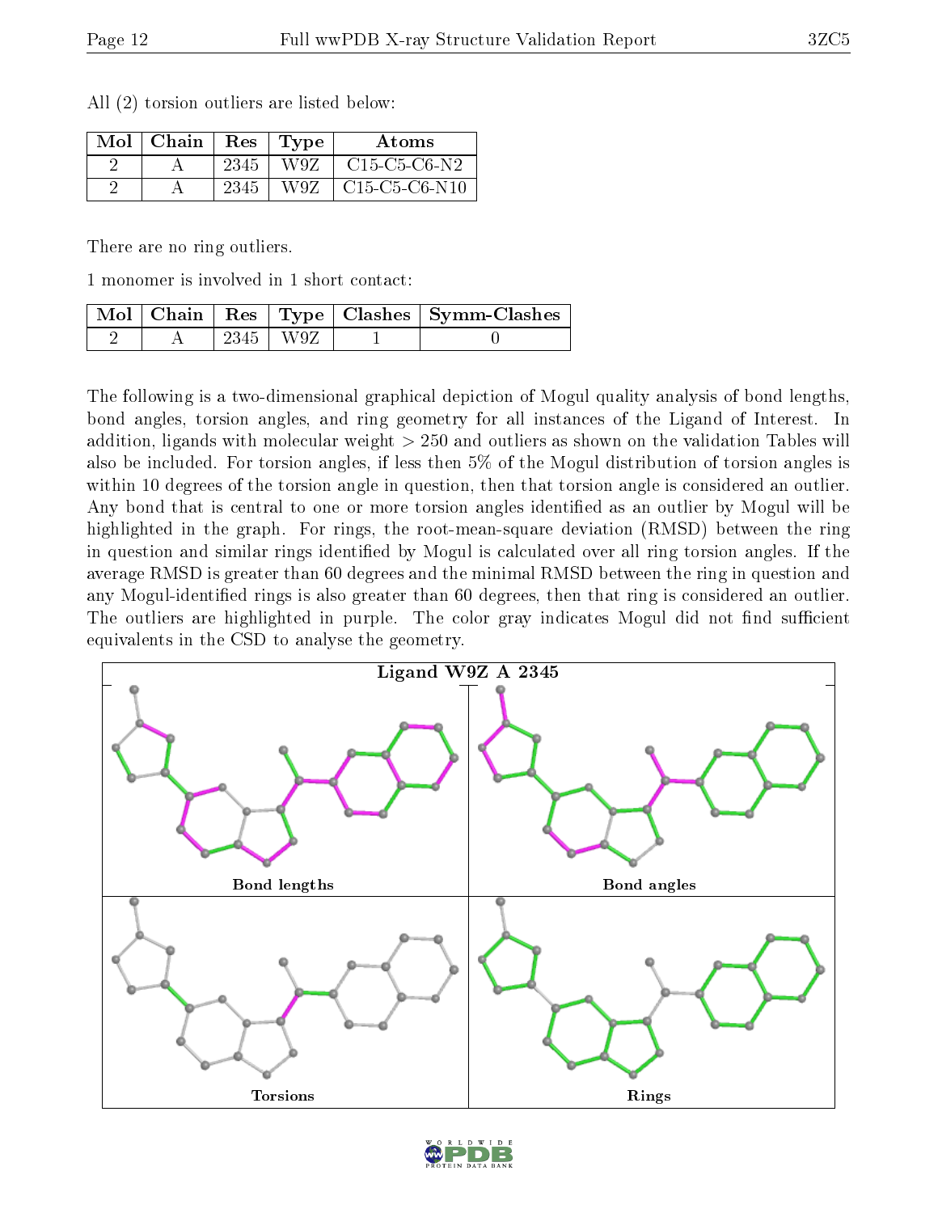All (2) torsion outliers are listed below:

| Mol | Chain | Res | Type | Atoms |
|---|---|---|---|---|
| 2 | A | 2345 | W9Z | C15-C5-C6-N2 |
| 2 | A | 2345 | W9Z | C15-C5-C6-N10 |

There are no ring outliers.

1 monomer is involved in 1 short contact:

| Mol | Chain | Res | Type | Clashes | Symm-Clashes |
|---|---|---|---|---|---|
| 2 | A | 2345 | W9Z | 1 | 0 |

The following is a two-dimensional graphical depiction of Mogul quality analysis of bond lengths, bond angles, torsion angles, and ring geometry for all instances of the Ligand of Interest. In addition, ligands with molecular weight > 250 and outliers as shown on the validation Tables will also be included. For torsion angles, if less then 5% of the Mogul distribution of torsion angles is within 10 degrees of the torsion angle in question, then that torsion angle is considered an outlier. Any bond that is central to one or more torsion angles identified as an outlier by Mogul will be highlighted in the graph. For rings, the root-mean-square deviation (RMSD) between the ring in question and similar rings identified by Mogul is calculated over all ring torsion angles. If the average RMSD is greater than 60 degrees and the minimal RMSD between the ring in question and any Mogul-identified rings is also greater than 60 degrees, then that ring is considered an outlier. The outliers are highlighted in purple. The color gray indicates Mogul did not find sufficient equivalents in the CSD to analyse the geometry.

**Ligand W9Z A 2345**

Bond lengths

Bond angles

Torsions

Rings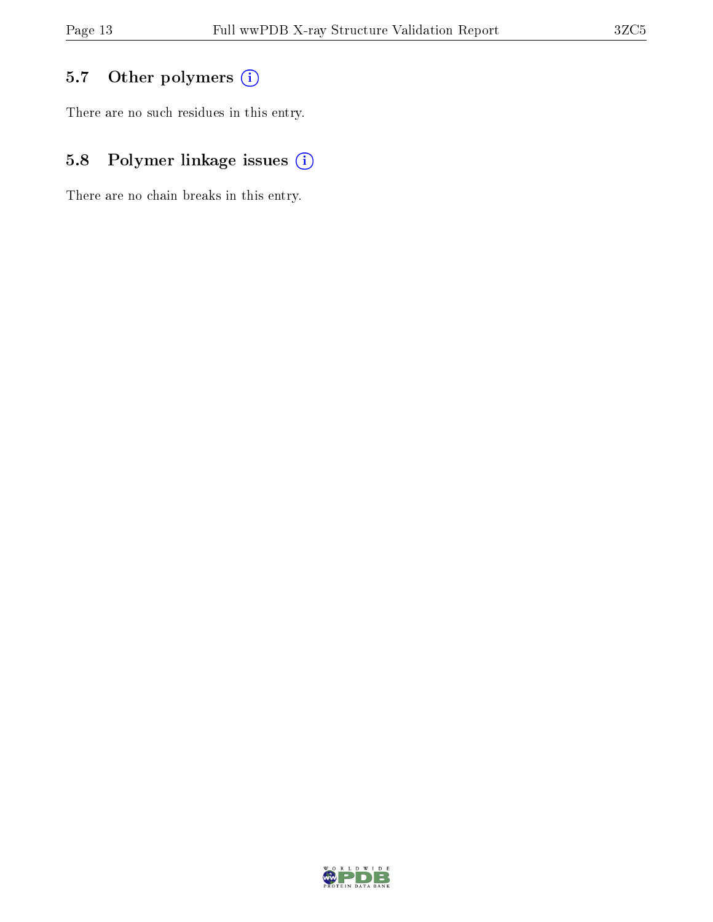## 5.7 Other polymers

There are no such residues in this entry.

## 5.8 Polymer linkage issues

There are no chain breaks in this entry.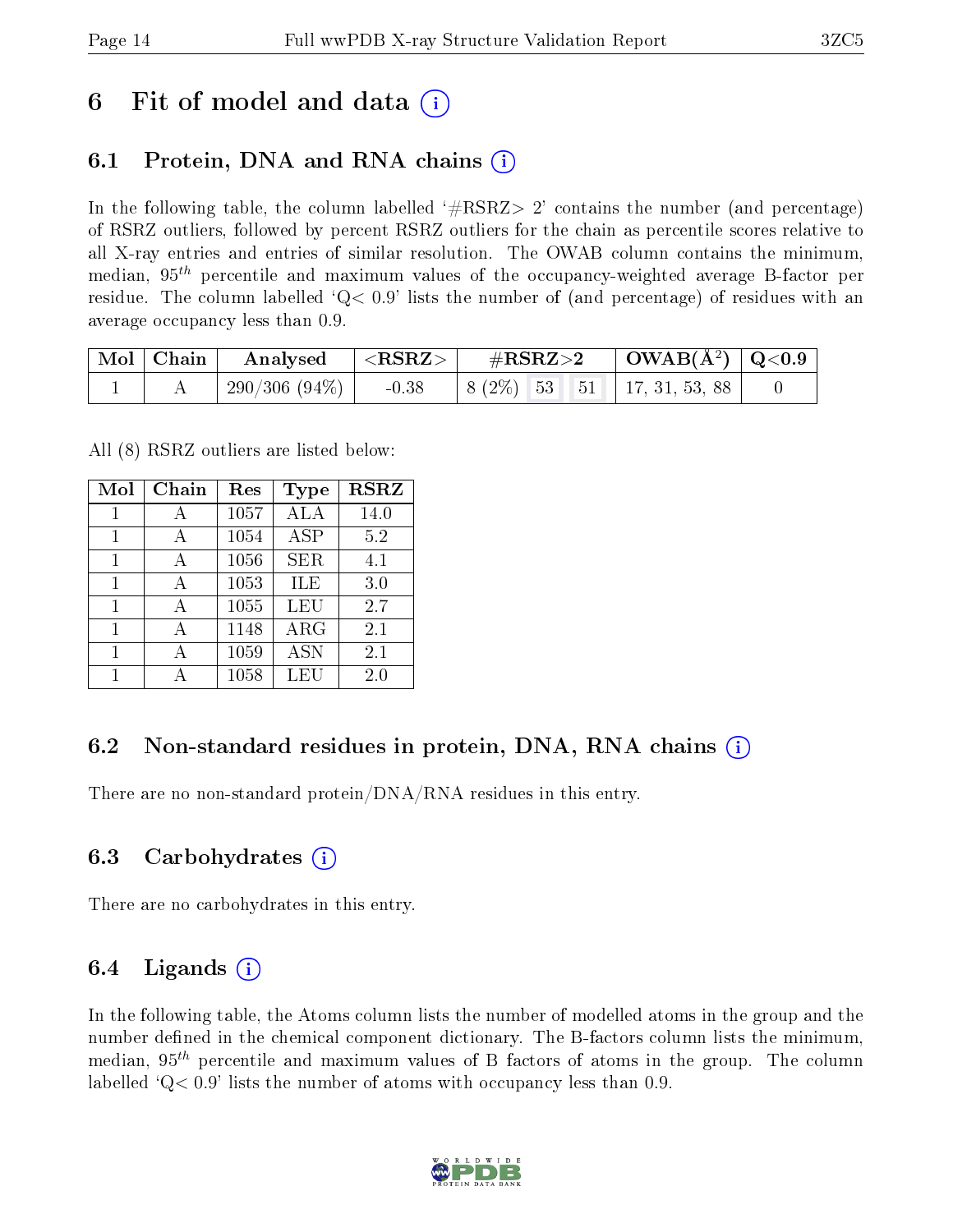# 6 Fit of model and data (i)

## 6.1 Protein, DNA and RNA chains (i)

In the following table, the column labelled '#RSRZ> 2' contains the number (and percentage) of RSRZ outliers, followed by percent RSRZ outliers for the chain as percentile scores relative to all X-ray entries and entries of similar resolution. The OWAB column contains the minimum, median, $95^{th}$ percentile and maximum values of the occupancy-weighted average B-factor per residue. The column labelled 'Q< 0.9' lists the number of (and percentage) of residues with an average occupancy less than 0.9.

| Mol | Chain | Analysed | <RSRZ> | #RSRZ>2 | | | OWAB(Å$^2$) | Q<0.9 |
|---|---|---|---|---|---|---|---|---|
| 1 | A | 290/306 (94%) | -0.38 | 8 (2%) | 53 | 51 | 17, 31, 53, 88 | 0 |

All (8) RSRZ outliers are listed below:

| Mol | Chain | Res | Type | RSRZ |
|---|---|---|---|---|
| 1 | A | 1057 | ALA | 14.0 |
| 1 | A | 1054 | ASP | 5.2 |
| 1 | A | 1056 | SER | 4.1 |
| 1 | A | 1053 | ILE | 3.0 |
| 1 | A | 1055 | LEU | 2.7 |
| 1 | A | 1148 | ARG | 2.1 |
| 1 | A | 1059 | ASN | 2.1 |
| 1 | A | 1058 | LEU | 2.0 |

## 6.2 Non-standard residues in protein, DNA, RNA chains (i)

There are no non-standard protein/DNA/RNA residues in this entry.

## 6.3 Carbohydrates (i)

There are no carbohydrates in this entry.

## 6.4 Ligands (i)

In the following table, the Atoms column lists the number of modelled atoms in the group and the number defined in the chemical component dictionary. The B-factors column lists the minimum, median, $95^{th}$ percentile and maximum values of B factors of atoms in the group. The column labelled 'Q< 0.9' lists the number of atoms with occupancy less than 0.9.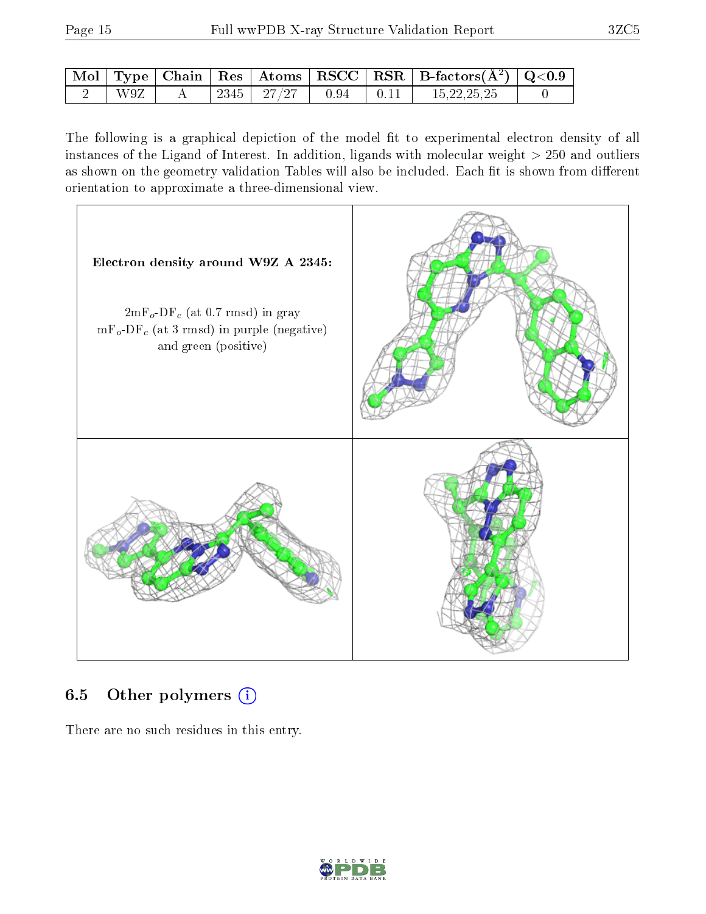| Mol | Type | Chain | Res | Atoms | RSCC | RSR | B-factors($Å^2$) | Q<0.9 |
|---|---|---|---|---|---|---|---|---|
| 2 | W9Z | A | 2345 | 27/27 | 0.94 | 0.11 | 15,22,25,25 | 0 |

The following is a graphical depiction of the model fit to experimental electron density of all instances of the Ligand of Interest. In addition, ligands with molecular weight > 250 and outliers as shown on the geometry validation Tables will also be included. Each fit is shown from different orientation to approximate a three-dimensional view.

**Electron density around W9Z A 2345:**

$2mF_o$-$DF_c$ (at 0.7 rmsd) in gray
$mF_o$-$DF_c$ (at 3 rmsd) in purple (negative) and green (positive)

## 6.5 Other polymers

There are no such residues in this entry.